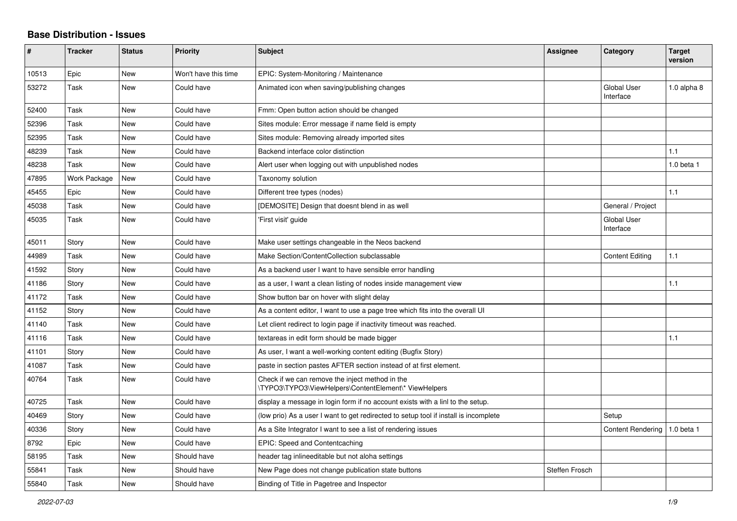## Base Distribution - Issues

| # | Tracker | Status | Priority | Subject | Assignee | Category | Target version |
|---|---|---|---|---|---|---|---|
| 10513 | Epic | New | Won't have this time | EPIC: System-Monitoring / Maintenance | | | |
| 53272 | Task | New | Could have | Animated icon when saving/publishing changes | | Global User Interface | 1.0 alpha 8 |
| 52400 | Task | New | Could have | Fmm: Open button action should be changed | | | |
| 52396 | Task | New | Could have | Sites module: Error message if name field is empty | | | |
| 52395 | Task | New | Could have | Sites module: Removing already imported sites | | | |
| 48239 | Task | New | Could have | Backend interface color distinction | | | 1.1 |
| 48238 | Task | New | Could have | Alert user when logging out with unpublished nodes | | | 1.0 beta 1 |
| 47895 | Work Package | New | Could have | Taxonomy solution | | | |
| 45455 | Epic | New | Could have | Different tree types (nodes) | | | 1.1 |
| 45038 | Task | New | Could have | [DEMOSITE] Design that doesnt blend in as well | | General / Project | |
| 45035 | Task | New | Could have | 'First visit' guide | | Global User Interface | |
| 45011 | Story | New | Could have | Make user settings changeable in the Neos backend | | | |
| 44989 | Task | New | Could have | Make Section/ContentCollection subclassable | | Content Editing | 1.1 |
| 41592 | Story | New | Could have | As a backend user I want to have sensible error handling | | | |
| 41186 | Story | New | Could have | as a user, I want a clean listing of nodes inside management view | | | 1.1 |
| 41172 | Task | New | Could have | Show button bar on hover with slight delay | | | |
| 41152 | Story | New | Could have | As a content editor, I want to use a page tree which fits into the overall UI | | | |
| 41140 | Task | New | Could have | Let client redirect to login page if inactivity timeout was reached. | | | |
| 41116 | Task | New | Could have | textareas in edit form should be made bigger | | | 1.1 |
| 41101 | Story | New | Could have | As user, I want a well-working content editing (Bugfix Story) | | | |
| 41087 | Task | New | Could have | paste in section pastes AFTER section instead of at first element. | | | |
| 40764 | Task | New | Could have | Check if we can remove the inject method in the \TYPO3\TYPO3\ViewHelpers\ContentElement\* ViewHelpers | | | |
| 40725 | Task | New | Could have | display a message in login form if no account exists with a linl to the setup. | | | |
| 40469 | Story | New | Could have | (low prio) As a user I want to get redirected to setup tool if install is incomplete | | Setup | |
| 40336 | Story | New | Could have | As a Site Integrator I want to see a list of rendering issues | | Content Rendering | 1.0 beta 1 |
| 8792 | Epic | New | Could have | EPIC: Speed and Contentcaching | | | |
| 58195 | Task | New | Should have | header tag inlineeditable but not aloha settings | | | |
| 55841 | Task | New | Should have | New Page does not change publication state buttons | Steffen Frosch | | |
| 55840 | Task | New | Should have | Binding of Title in Pagetree and Inspector | | | |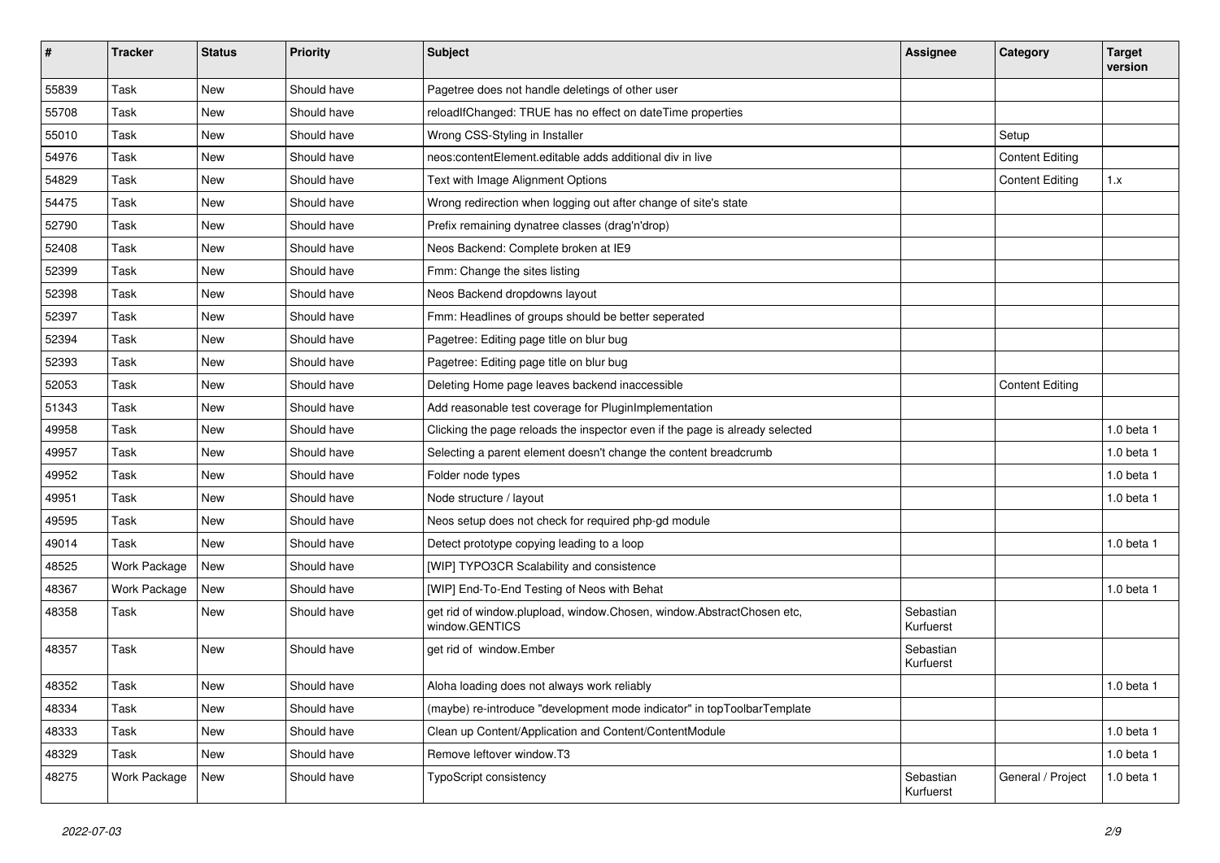| # | Tracker | Status | Priority | Subject | Assignee | Category | Target version |
|---|---|---|---|---|---|---|---|
| 55839 | Task | New | Should have | Pagetree does not handle deletings of other user | | | |
| 55708 | Task | New | Should have | reloadIfChanged: TRUE has no effect on dateTime properties | | | |
| 55010 | Task | New | Should have | Wrong CSS-Styling in Installer | | Setup | |
| 54976 | Task | New | Should have | neos:contentElement.editable adds additional div in live | | Content Editing | |
| 54829 | Task | New | Should have | Text with Image Alignment Options | | Content Editing | 1.x |
| 54475 | Task | New | Should have | Wrong redirection when logging out after change of site's state | | | |
| 52790 | Task | New | Should have | Prefix remaining dynatree classes (drag'n'drop) | | | |
| 52408 | Task | New | Should have | Neos Backend: Complete broken at IE9 | | | |
| 52399 | Task | New | Should have | Fmm: Change the sites listing | | | |
| 52398 | Task | New | Should have | Neos Backend dropdowns layout | | | |
| 52397 | Task | New | Should have | Fmm: Headlines of groups should be better seperated | | | |
| 52394 | Task | New | Should have | Pagetree: Editing page title on blur bug | | | |
| 52393 | Task | New | Should have | Pagetree: Editing page title on blur bug | | | |
| 52053 | Task | New | Should have | Deleting Home page leaves backend inaccessible | | Content Editing | |
| 51343 | Task | New | Should have | Add reasonable test coverage for PluginImplementation | | | |
| 49958 | Task | New | Should have | Clicking the page reloads the inspector even if the page is already selected | | | 1.0 beta 1 |
| 49957 | Task | New | Should have | Selecting a parent element doesn't change the content breadcrumb | | | 1.0 beta 1 |
| 49952 | Task | New | Should have | Folder node types | | | 1.0 beta 1 |
| 49951 | Task | New | Should have | Node structure / layout | | | 1.0 beta 1 |
| 49595 | Task | New | Should have | Neos setup does not check for required php-gd module | | | |
| 49014 | Task | New | Should have | Detect prototype copying leading to a loop | | | 1.0 beta 1 |
| 48525 | Work Package | New | Should have | [WIP] TYPO3CR Scalability and consistence | | | |
| 48367 | Work Package | New | Should have | [WIP] End-To-End Testing of Neos with Behat | | | 1.0 beta 1 |
| 48358 | Task | New | Should have | get rid of window.plupload, window.Chosen, window.AbstractChosen etc, window.GENTICS | Sebastian Kurfuerst | | |
| 48357 | Task | New | Should have | get rid of window.Ember | Sebastian Kurfuerst | | |
| 48352 | Task | New | Should have | Aloha loading does not always work reliably | | | 1.0 beta 1 |
| 48334 | Task | New | Should have | (maybe) re-introduce "development mode indicator" in topToolbarTemplate | | | |
| 48333 | Task | New | Should have | Clean up Content/Application and Content/ContentModule | | | 1.0 beta 1 |
| 48329 | Task | New | Should have | Remove leftover window.T3 | | | 1.0 beta 1 |
| 48275 | Work Package | New | Should have | TypoScript consistency | Sebastian Kurfuerst | General / Project | 1.0 beta 1 |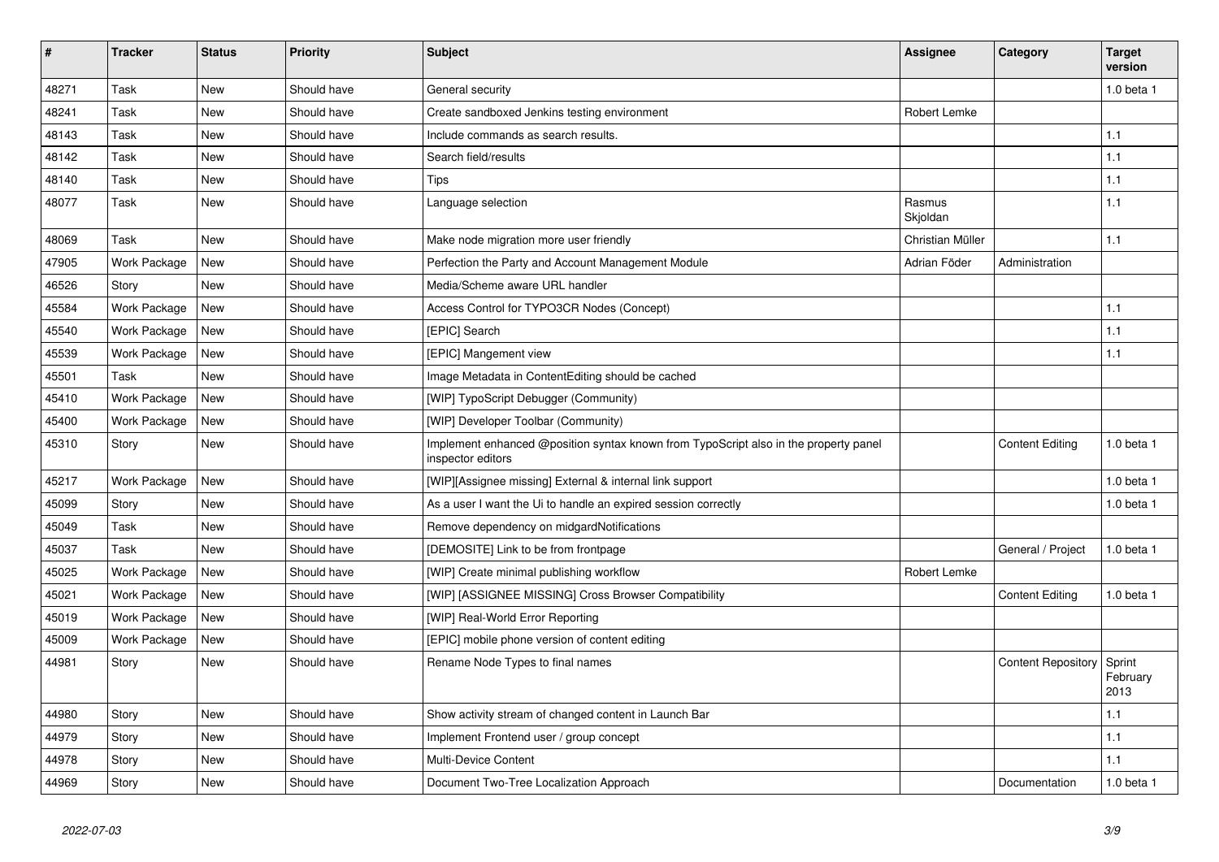| # | Tracker | Status | Priority | Subject | Assignee | Category | Target version |
|---|---|---|---|---|---|---|---|
| 48271 | Task | New | Should have | General security | | | 1.0 beta 1 |
| 48241 | Task | New | Should have | Create sandboxed Jenkins testing environment | Robert Lemke | | |
| 48143 | Task | New | Should have | Include commands as search results. | | | 1.1 |
| 48142 | Task | New | Should have | Search field/results | | | 1.1 |
| 48140 | Task | New | Should have | Tips | | | 1.1 |
| 48077 | Task | New | Should have | Language selection | Rasmus Skjoldan | | 1.1 |
| 48069 | Task | New | Should have | Make node migration more user friendly | Christian Müller | | 1.1 |
| 47905 | Work Package | New | Should have | Perfection the Party and Account Management Module | Adrian Föder | Administration | |
| 46526 | Story | New | Should have | Media/Scheme aware URL handler | | | |
| 45584 | Work Package | New | Should have | Access Control for TYPO3CR Nodes (Concept) | | | 1.1 |
| 45540 | Work Package | New | Should have | [EPIC] Search | | | 1.1 |
| 45539 | Work Package | New | Should have | [EPIC] Mangement view | | | 1.1 |
| 45501 | Task | New | Should have | Image Metadata in ContentEditing should be cached | | | |
| 45410 | Work Package | New | Should have | [WIP] TypoScript Debugger (Community) | | | |
| 45400 | Work Package | New | Should have | [WIP] Developer Toolbar (Community) | | | |
| 45310 | Story | New | Should have | Implement enhanced @position syntax known from TypoScript also in the property panel inspector editors | | Content Editing | 1.0 beta 1 |
| 45217 | Work Package | New | Should have | [WIP][Assignee missing] External & internal link support | | | 1.0 beta 1 |
| 45099 | Story | New | Should have | As a user I want the Ui to handle an expired session correctly | | | 1.0 beta 1 |
| 45049 | Task | New | Should have | Remove dependency on midgardNotifications | | | |
| 45037 | Task | New | Should have | [DEMOSITE] Link to be from frontpage | | General / Project | 1.0 beta 1 |
| 45025 | Work Package | New | Should have | [WIP] Create minimal publishing workflow | Robert Lemke | | |
| 45021 | Work Package | New | Should have | [WIP] [ASSIGNEE MISSING] Cross Browser Compatibility | | Content Editing | 1.0 beta 1 |
| 45019 | Work Package | New | Should have | [WIP] Real-World Error Reporting | | | |
| 45009 | Work Package | New | Should have | [EPIC] mobile phone version of content editing | | | |
| 44981 | Story | New | Should have | Rename Node Types to final names | | Content Repository | Sprint February 2013 |
| 44980 | Story | New | Should have | Show activity stream of changed content in Launch Bar | | | 1.1 |
| 44979 | Story | New | Should have | Implement Frontend user / group concept | | | 1.1 |
| 44978 | Story | New | Should have | Multi-Device Content | | | 1.1 |
| 44969 | Story | New | Should have | Document Two-Tree Localization Approach | | Documentation | 1.0 beta 1 |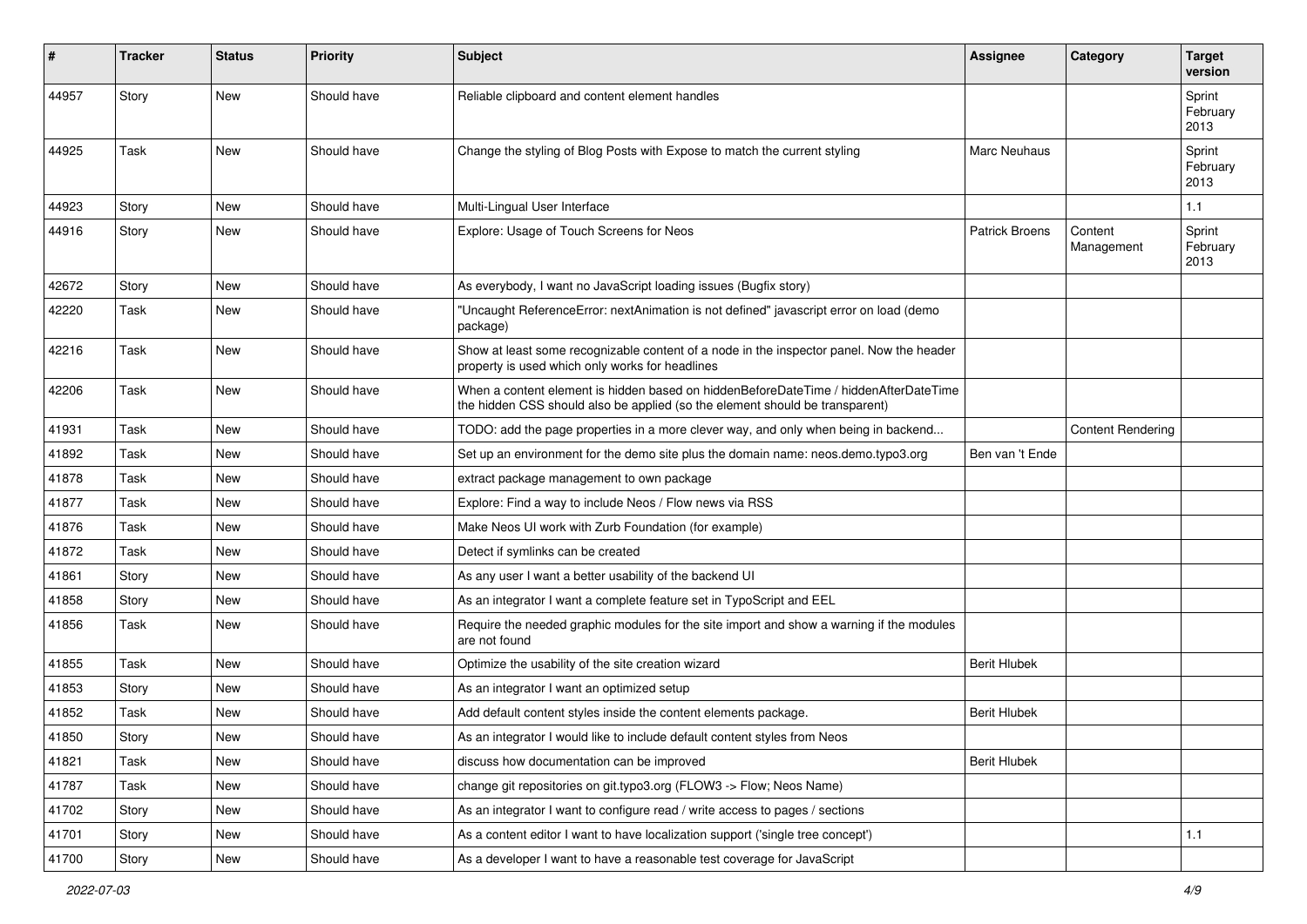| # | Tracker | Status | Priority | Subject | Assignee | Category | Target version |
|---|---|---|---|---|---|---|---|
| 44957 | Story | New | Should have | Reliable clipboard and content element handles | | | Sprint February 2013 |
| 44925 | Task | New | Should have | Change the styling of Blog Posts with Expose to match the current styling | Marc Neuhaus | | Sprint February 2013 |
| 44923 | Story | New | Should have | Multi-Lingual User Interface | | | 1.1 |
| 44916 | Story | New | Should have | Explore: Usage of Touch Screens for Neos | Patrick Broens | Content Management | Sprint February 2013 |
| 42672 | Story | New | Should have | As everybody, I want no JavaScript loading issues (Bugfix story) | | | |
| 42220 | Task | New | Should have | "Uncaught ReferenceError: nextAnimation is not defined" javascript error on load (demo package) | | | |
| 42216 | Task | New | Should have | Show at least some recognizable content of a node in the inspector panel. Now the header property is used which only works for headlines | | | |
| 42206 | Task | New | Should have | When a content element is hidden based on hiddenBeforeDateTime / hiddenAfterDateTime the hidden CSS should also be applied (so the element should be transparent) | | | |
| 41931 | Task | New | Should have | TODO: add the page properties in a more clever way, and only when being in backend... | | Content Rendering | |
| 41892 | Task | New | Should have | Set up an environment for the demo site plus the domain name: neos.demo.typo3.org | Ben van 't Ende | | |
| 41878 | Task | New | Should have | extract package management to own package | | | |
| 41877 | Task | New | Should have | Explore: Find a way to include Neos / Flow news via RSS | | | |
| 41876 | Task | New | Should have | Make Neos UI work with Zurb Foundation (for example) | | | |
| 41872 | Task | New | Should have | Detect if symlinks can be created | | | |
| 41861 | Story | New | Should have | As any user I want a better usability of the backend UI | | | |
| 41858 | Story | New | Should have | As an integrator I want a complete feature set in TypoScript and EEL | | | |
| 41856 | Task | New | Should have | Require the needed graphic modules for the site import and show a warning if the modules are not found | | | |
| 41855 | Task | New | Should have | Optimize the usability of the site creation wizard | Berit Hlubek | | |
| 41853 | Story | New | Should have | As an integrator I want an optimized setup | | | |
| 41852 | Task | New | Should have | Add default content styles inside the content elements package. | Berit Hlubek | | |
| 41850 | Story | New | Should have | As an integrator I would like to include default content styles from Neos | | | |
| 41821 | Task | New | Should have | discuss how documentation can be improved | Berit Hlubek | | |
| 41787 | Task | New | Should have | change git repositories on git.typo3.org (FLOW3 -> Flow; Neos Name) | | | |
| 41702 | Story | New | Should have | As an integrator I want to configure read / write access to pages / sections | | | |
| 41701 | Story | New | Should have | As a content editor I want to have localization support ('single tree concept') | | | 1.1 |
| 41700 | Story | New | Should have | As a developer I want to have a reasonable test coverage for JavaScript | | | |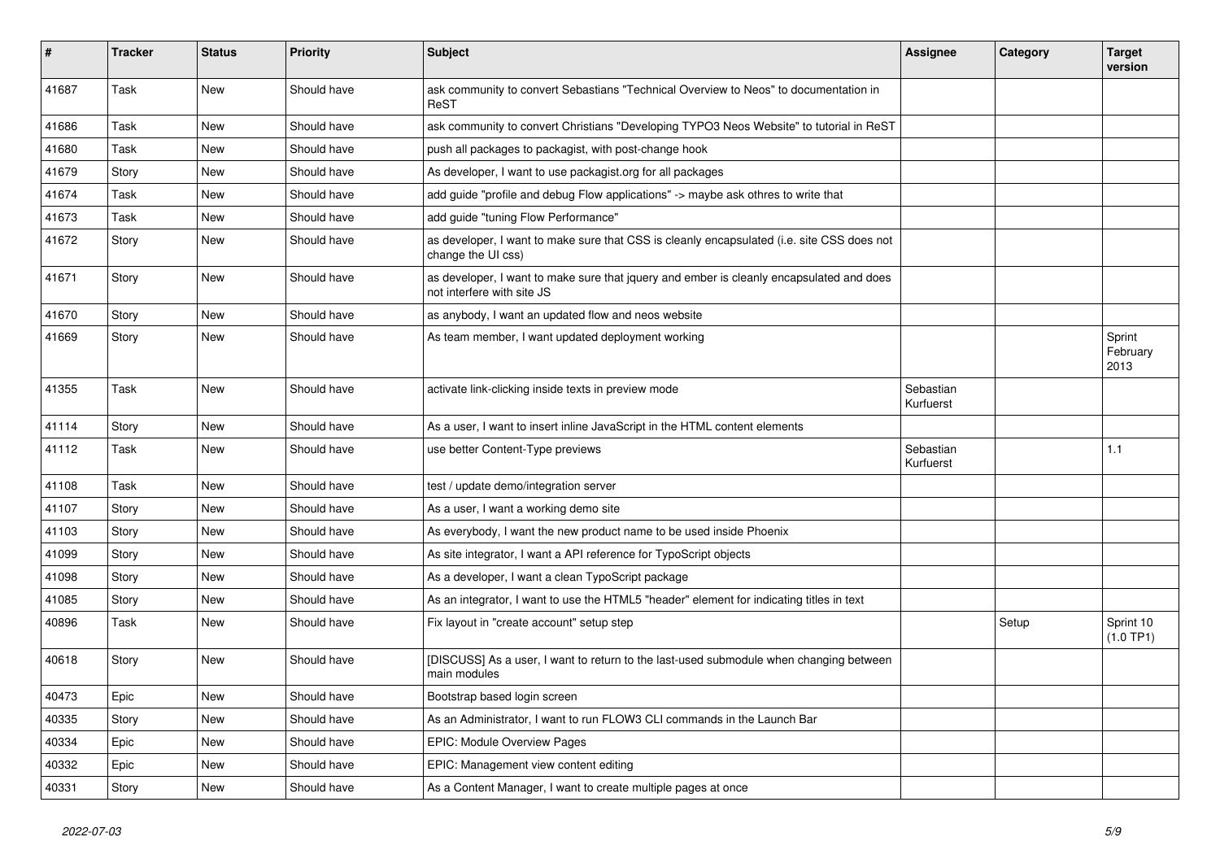| # | Tracker | Status | Priority | Subject | Assignee | Category | Target version |
| --- | --- | --- | --- | --- | --- | --- | --- |
| 41687 | Task | New | Should have | ask community to convert Sebastians "Technical Overview to Neos" to documentation in ReST | | | |
| 41686 | Task | New | Should have | ask community to convert Christians "Developing TYPO3 Neos Website" to tutorial in ReST | | | |
| 41680 | Task | New | Should have | push all packages to packagist, with post-change hook | | | |
| 41679 | Story | New | Should have | As developer, I want to use packagist.org for all packages | | | |
| 41674 | Task | New | Should have | add guide "profile and debug Flow applications" -> maybe ask othres to write that | | | |
| 41673 | Task | New | Should have | add guide "tuning Flow Performance" | | | |
| 41672 | Story | New | Should have | as developer, I want to make sure that CSS is cleanly encapsulated (i.e. site CSS does not change the UI css) | | | |
| 41671 | Story | New | Should have | as developer, I want to make sure that jquery and ember is cleanly encapsulated and does not interfere with site JS | | | |
| 41670 | Story | New | Should have | as anybody, I want an updated flow and neos website | | | |
| 41669 | Story | New | Should have | As team member, I want updated deployment working | | | Sprint February 2013 |
| 41355 | Task | New | Should have | activate link-clicking inside texts in preview mode | Sebastian Kurfuerst | | |
| 41114 | Story | New | Should have | As a user, I want to insert inline JavaScript in the HTML content elements | | | |
| 41112 | Task | New | Should have | use better Content-Type previews | Sebastian Kurfuerst | | 1.1 |
| 41108 | Task | New | Should have | test / update demo/integration server | | | |
| 41107 | Story | New | Should have | As a user, I want a working demo site | | | |
| 41103 | Story | New | Should have | As everybody, I want the new product name to be used inside Phoenix | | | |
| 41099 | Story | New | Should have | As site integrator, I want a API reference for TypoScript objects | | | |
| 41098 | Story | New | Should have | As a developer, I want a clean TypoScript package | | | |
| 41085 | Story | New | Should have | As an integrator, I want to use the HTML5 "header" element for indicating titles in text | | | |
| 40896 | Task | New | Should have | Fix layout in "create account" setup step | | Setup | Sprint 10 (1.0 TP1) |
| 40618 | Story | New | Should have | [DISCUSS] As a user, I want to return to the last-used submodule when changing between main modules | | | |
| 40473 | Epic | New | Should have | Bootstrap based login screen | | | |
| 40335 | Story | New | Should have | As an Administrator, I want to run FLOW3 CLI commands in the Launch Bar | | | |
| 40334 | Epic | New | Should have | EPIC: Module Overview Pages | | | |
| 40332 | Epic | New | Should have | EPIC: Management view content editing | | | |
| 40331 | Story | New | Should have | As a Content Manager, I want to create multiple pages at once | | | |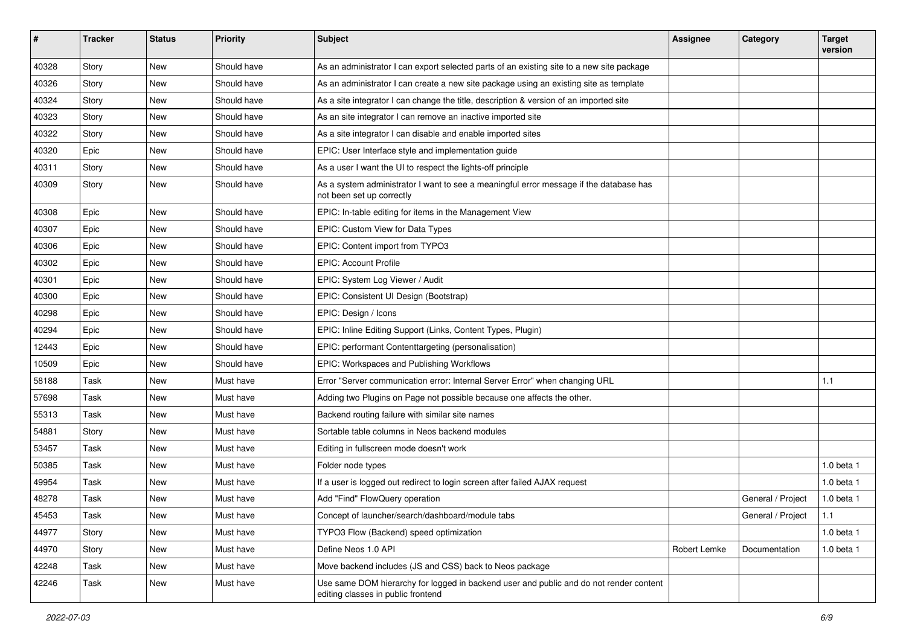| # | Tracker | Status | Priority | Subject | Assignee | Category | Target version |
|---|---|---|---|---|---|---|---|
| 40328 | Story | New | Should have | As an administrator I can export selected parts of an existing site to a new site package | | | |
| 40326 | Story | New | Should have | As an administrator I can create a new site package using an existing site as template | | | |
| 40324 | Story | New | Should have | As a site integrator I can change the title, description & version of an imported site | | | |
| 40323 | Story | New | Should have | As an site integrator I can remove an inactive imported site | | | |
| 40322 | Story | New | Should have | As a site integrator I can disable and enable imported sites | | | |
| 40320 | Epic | New | Should have | EPIC: User Interface style and implementation guide | | | |
| 40311 | Story | New | Should have | As a user I want the UI to respect the lights-off principle | | | |
| 40309 | Story | New | Should have | As a system administrator I want to see a meaningful error message if the database has not been set up correctly | | | |
| 40308 | Epic | New | Should have | EPIC: In-table editing for items in the Management View | | | |
| 40307 | Epic | New | Should have | EPIC: Custom View for Data Types | | | |
| 40306 | Epic | New | Should have | EPIC: Content import from TYPO3 | | | |
| 40302 | Epic | New | Should have | EPIC: Account Profile | | | |
| 40301 | Epic | New | Should have | EPIC: System Log Viewer / Audit | | | |
| 40300 | Epic | New | Should have | EPIC: Consistent UI Design (Bootstrap) | | | |
| 40298 | Epic | New | Should have | EPIC: Design / Icons | | | |
| 40294 | Epic | New | Should have | EPIC: Inline Editing Support (Links, Content Types, Plugin) | | | |
| 12443 | Epic | New | Should have | EPIC: performant Contenttargeting (personalisation) | | | |
| 10509 | Epic | New | Should have | EPIC: Workspaces and Publishing Workflows | | | |
| 58188 | Task | New | Must have | Error "Server communication error: Internal Server Error" when changing URL | | | 1.1 |
| 57698 | Task | New | Must have | Adding two Plugins on Page not possible because one affects the other. | | | |
| 55313 | Task | New | Must have | Backend routing failure with similar site names | | | |
| 54881 | Story | New | Must have | Sortable table columns in Neos backend modules | | | |
| 53457 | Task | New | Must have | Editing in fullscreen mode doesn't work | | | |
| 50385 | Task | New | Must have | Folder node types | | | 1.0 beta 1 |
| 49954 | Task | New | Must have | If a user is logged out redirect to login screen after failed AJAX request | | | 1.0 beta 1 |
| 48278 | Task | New | Must have | Add "Find" FlowQuery operation | | General / Project | 1.0 beta 1 |
| 45453 | Task | New | Must have | Concept of launcher/search/dashboard/module tabs | | General / Project | 1.1 |
| 44977 | Story | New | Must have | TYPO3 Flow (Backend) speed optimization | | | 1.0 beta 1 |
| 44970 | Story | New | Must have | Define Neos 1.0 API | Robert Lemke | Documentation | 1.0 beta 1 |
| 42248 | Task | New | Must have | Move backend includes (JS and CSS) back to Neos package | | | |
| 42246 | Task | New | Must have | Use same DOM hierarchy for logged in backend user and public and do not render content editing classes in public frontend | | | |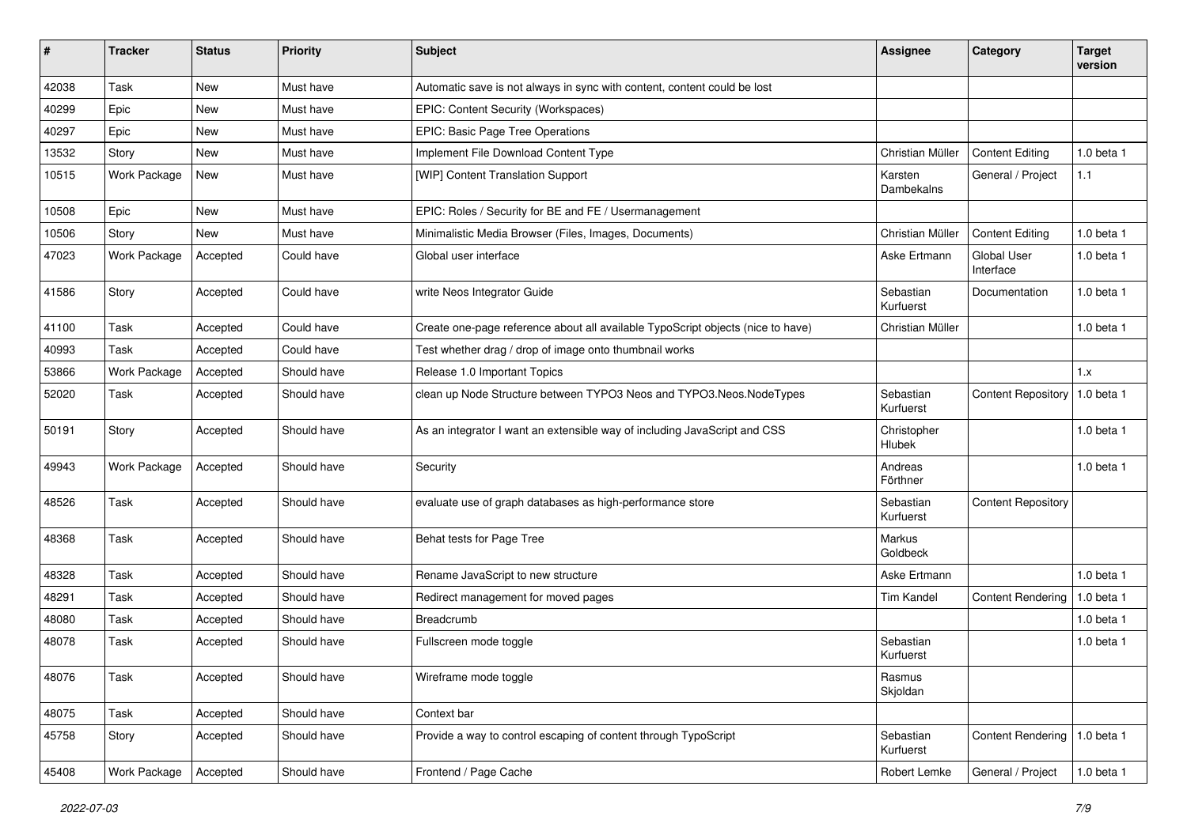| # | Tracker | Status | Priority | Subject | Assignee | Category | Target version |
|---|---|---|---|---|---|---|---|
| 42038 | Task | New | Must have | Automatic save is not always in sync with content, content could be lost | | | |
| 40299 | Epic | New | Must have | EPIC: Content Security (Workspaces) | | | |
| 40297 | Epic | New | Must have | EPIC: Basic Page Tree Operations | | | |
| 13532 | Story | New | Must have | Implement File Download Content Type | Christian Müller | Content Editing | 1.0 beta 1 |
| 10515 | Work Package | New | Must have | [WIP] Content Translation Support | Karsten Dambekalns | General / Project | 1.1 |
| 10508 | Epic | New | Must have | EPIC: Roles / Security for BE and FE / Usermanagement | | | |
| 10506 | Story | New | Must have | Minimalistic Media Browser (Files, Images, Documents) | Christian Müller | Content Editing | 1.0 beta 1 |
| 47023 | Work Package | Accepted | Could have | Global user interface | Aske Ertmann | Global User Interface | 1.0 beta 1 |
| 41586 | Story | Accepted | Could have | write Neos Integrator Guide | Sebastian Kurfuerst | Documentation | 1.0 beta 1 |
| 41100 | Task | Accepted | Could have | Create one-page reference about all available TypoScript objects (nice to have) | Christian Müller | | 1.0 beta 1 |
| 40993 | Task | Accepted | Could have | Test whether drag / drop of image onto thumbnail works | | | |
| 53866 | Work Package | Accepted | Should have | Release 1.0 Important Topics | | | 1.x |
| 52020 | Task | Accepted | Should have | clean up Node Structure between TYPO3 Neos and TYPO3.Neos.NodeTypes | Sebastian Kurfuerst | Content Repository | 1.0 beta 1 |
| 50191 | Story | Accepted | Should have | As an integrator I want an extensible way of including JavaScript and CSS | Christopher Hlubek | | 1.0 beta 1 |
| 49943 | Work Package | Accepted | Should have | Security | Andreas Förthner | | 1.0 beta 1 |
| 48526 | Task | Accepted | Should have | evaluate use of graph databases as high-performance store | Sebastian Kurfuerst | Content Repository | |
| 48368 | Task | Accepted | Should have | Behat tests for Page Tree | Markus Goldbeck | | |
| 48328 | Task | Accepted | Should have | Rename JavaScript to new structure | Aske Ertmann | | 1.0 beta 1 |
| 48291 | Task | Accepted | Should have | Redirect management for moved pages | Tim Kandel | Content Rendering | 1.0 beta 1 |
| 48080 | Task | Accepted | Should have | Breadcrumb | | | 1.0 beta 1 |
| 48078 | Task | Accepted | Should have | Fullscreen mode toggle | Sebastian Kurfuerst | | 1.0 beta 1 |
| 48076 | Task | Accepted | Should have | Wireframe mode toggle | Rasmus Skjoldan | | |
| 48075 | Task | Accepted | Should have | Context bar | | | |
| 45758 | Story | Accepted | Should have | Provide a way to control escaping of content through TypoScript | Sebastian Kurfuerst | Content Rendering | 1.0 beta 1 |
| 45408 | Work Package | Accepted | Should have | Frontend / Page Cache | Robert Lemke | General / Project | 1.0 beta 1 |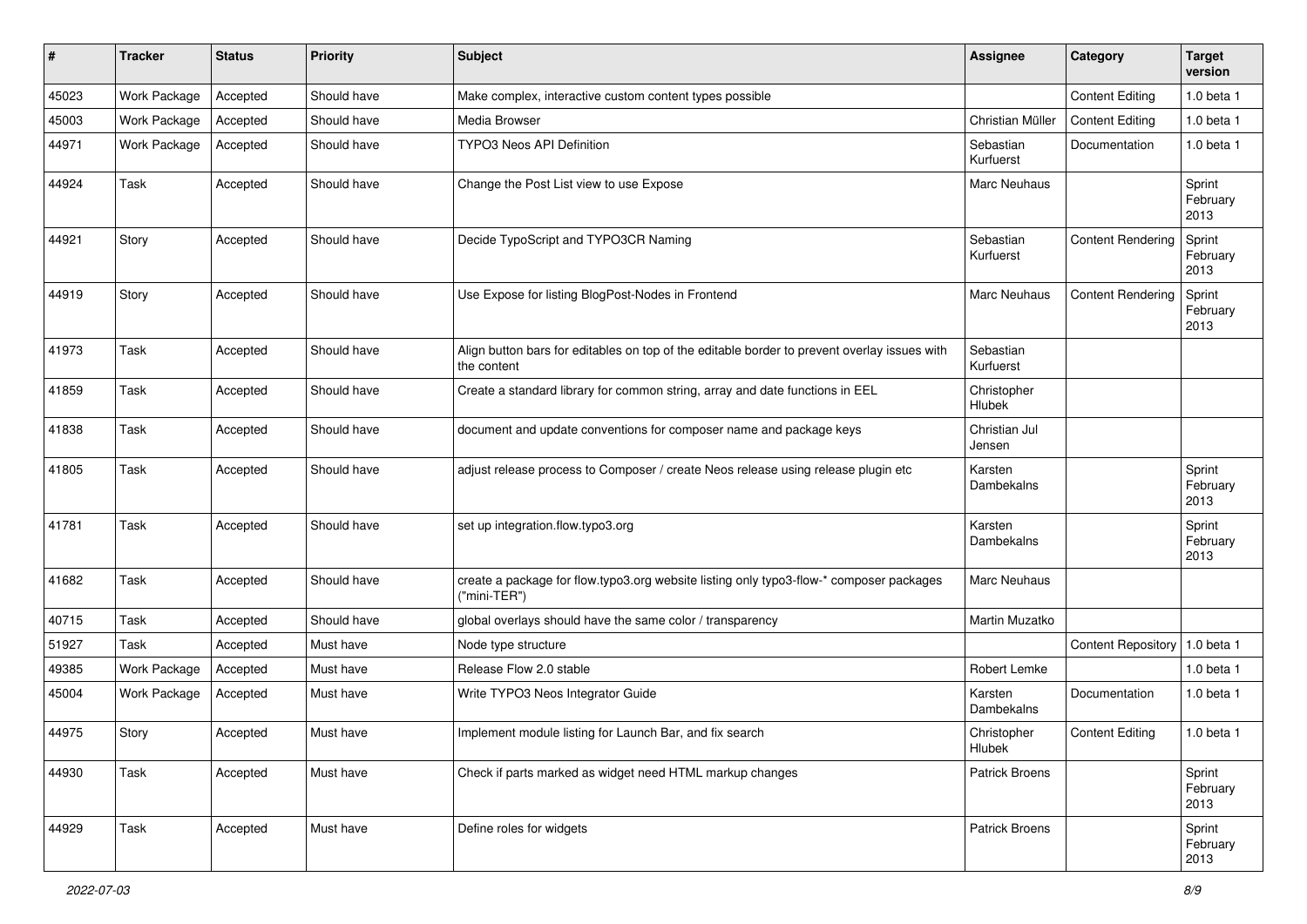| # | Tracker | Status | Priority | Subject | Assignee | Category | Target version |
|---|---|---|---|---|---|---|---|
| 45023 | Work Package | Accepted | Should have | Make complex, interactive custom content types possible | | Content Editing | 1.0 beta 1 |
| 45003 | Work Package | Accepted | Should have | Media Browser | Christian Müller | Content Editing | 1.0 beta 1 |
| 44971 | Work Package | Accepted | Should have | TYPO3 Neos API Definition | Sebastian Kurfuerst | Documentation | 1.0 beta 1 |
| 44924 | Task | Accepted | Should have | Change the Post List view to use Expose | Marc Neuhaus | | Sprint February 2013 |
| 44921 | Story | Accepted | Should have | Decide TypoScript and TYPO3CR Naming | Sebastian Kurfuerst | Content Rendering | Sprint February 2013 |
| 44919 | Story | Accepted | Should have | Use Expose for listing BlogPost-Nodes in Frontend | Marc Neuhaus | Content Rendering | Sprint February 2013 |
| 41973 | Task | Accepted | Should have | Align button bars for editables on top of the editable border to prevent overlay issues with the content | Sebastian Kurfuerst | | |
| 41859 | Task | Accepted | Should have | Create a standard library for common string, array and date functions in EEL | Christopher Hlubek | | |
| 41838 | Task | Accepted | Should have | document and update conventions for composer name and package keys | Christian Jul Jensen | | |
| 41805 | Task | Accepted | Should have | adjust release process to Composer / create Neos release using release plugin etc | Karsten Dambekalns | | Sprint February 2013 |
| 41781 | Task | Accepted | Should have | set up integration.flow.typo3.org | Karsten Dambekalns | | Sprint February 2013 |
| 41682 | Task | Accepted | Should have | create a package for flow.typo3.org website listing only typo3-flow-* composer packages ("mini-TER") | Marc Neuhaus | | |
| 40715 | Task | Accepted | Should have | global overlays should have the same color / transparency | Martin Muzatko | | |
| 51927 | Task | Accepted | Must have | Node type structure | | Content Repository | 1.0 beta 1 |
| 49385 | Work Package | Accepted | Must have | Release Flow 2.0 stable | Robert Lemke | | 1.0 beta 1 |
| 45004 | Work Package | Accepted | Must have | Write TYPO3 Neos Integrator Guide | Karsten Dambekalns | Documentation | 1.0 beta 1 |
| 44975 | Story | Accepted | Must have | Implement module listing for Launch Bar, and fix search | Christopher Hlubek | Content Editing | 1.0 beta 1 |
| 44930 | Task | Accepted | Must have | Check if parts marked as widget need HTML markup changes | Patrick Broens | | Sprint February 2013 |
| 44929 | Task | Accepted | Must have | Define roles for widgets | Patrick Broens | | Sprint February 2013 |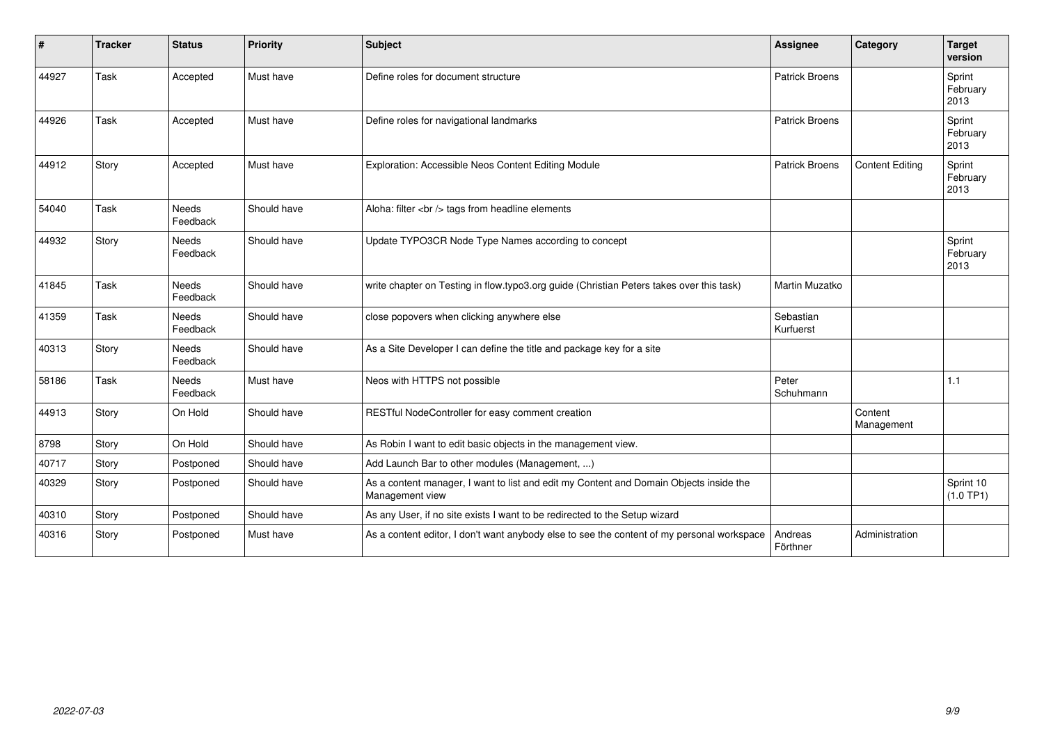| # | Tracker | Status | Priority | Subject | Assignee | Category | Target version |
|---|---|---|---|---|---|---|---|
| 44927 | Task | Accepted | Must have | Define roles for document structure | Patrick Broens | | Sprint February 2013 |
| 44926 | Task | Accepted | Must have | Define roles for navigational landmarks | Patrick Broens | | Sprint February 2013 |
| 44912 | Story | Accepted | Must have | Exploration: Accessible Neos Content Editing Module | Patrick Broens | Content Editing | Sprint February 2013 |
| 54040 | Task | Needs Feedback | Should have | Aloha: filter <br /> tags from headline elements | | | |
| 44932 | Story | Needs Feedback | Should have | Update TYPO3CR Node Type Names according to concept | | | Sprint February 2013 |
| 41845 | Task | Needs Feedback | Should have | write chapter on Testing in flow.typo3.org guide (Christian Peters takes over this task) | Martin Muzatko | | |
| 41359 | Task | Needs Feedback | Should have | close popovers when clicking anywhere else | Sebastian Kurfuerst | | |
| 40313 | Story | Needs Feedback | Should have | As a Site Developer I can define the title and package key for a site | | | |
| 58186 | Task | Needs Feedback | Must have | Neos with HTTPS not possible | Peter Schuhmann | | 1.1 |
| 44913 | Story | On Hold | Should have | RESTful NodeController for easy comment creation | | Content Management | |
| 8798 | Story | On Hold | Should have | As Robin I want to edit basic objects in the management view. | | | |
| 40717 | Story | Postponed | Should have | Add Launch Bar to other modules (Management, ...) | | | |
| 40329 | Story | Postponed | Should have | As a content manager, I want to list and edit my Content and Domain Objects inside the Management view | | | Sprint 10 (1.0 TP1) |
| 40310 | Story | Postponed | Should have | As any User, if no site exists I want to be redirected to the Setup wizard | | | |
| 40316 | Story | Postponed | Must have | As a content editor, I don't want anybody else to see the content of my personal workspace | Andreas Förthner | Administration | |